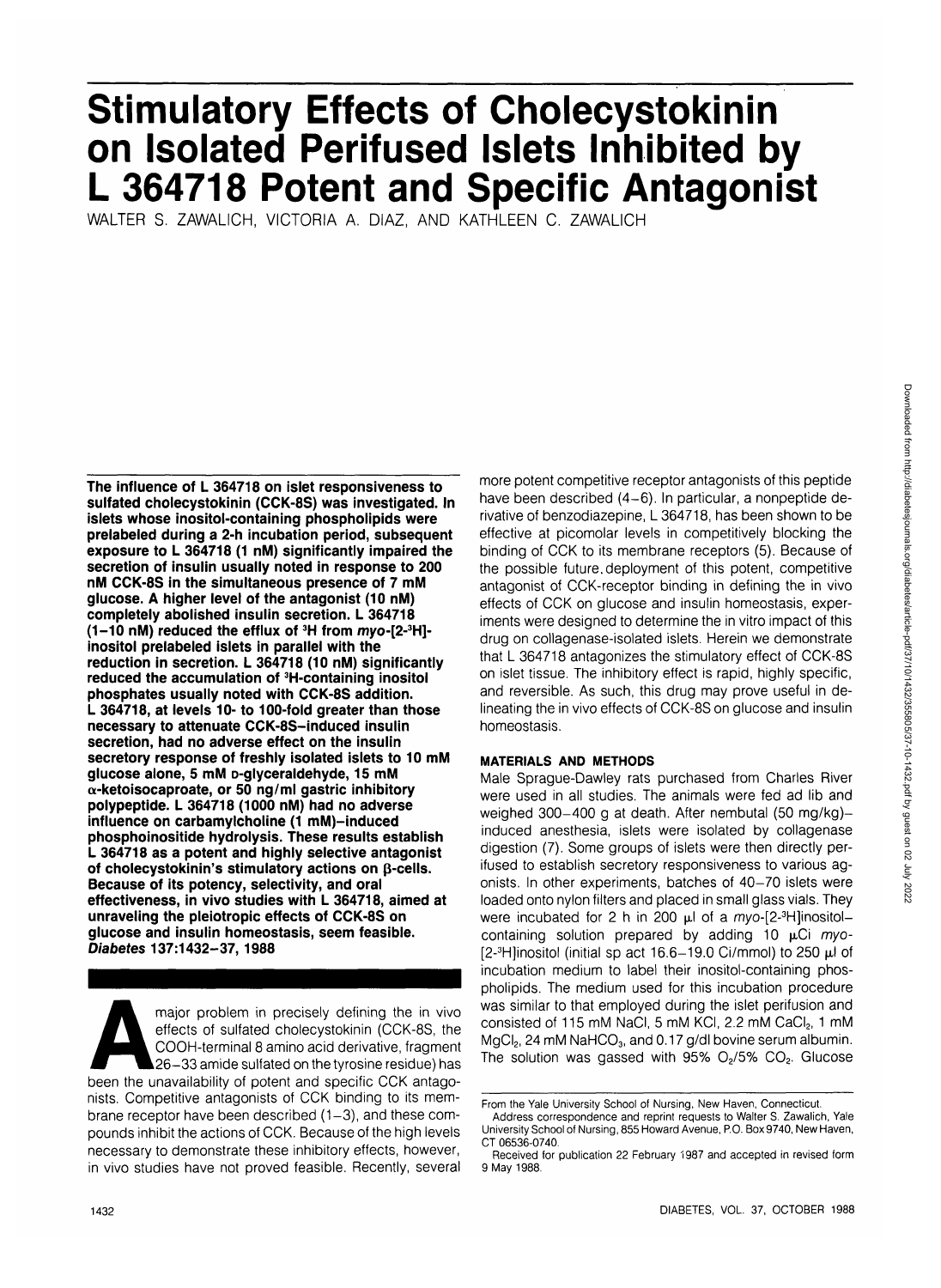# Stimulatory Effects of Cholecystokinin on Isolated Perifused Islets Inhibited by L 364718 Potent and Specific Antagonist

WALTER S. ZAWALICH, VICTORIA A. DIAZ, AND KATHLEEN C. ZAWALICH

**The influence of L 364718 on islet responsiveness to sulfated cholecystokinin (CCK-8S) was investigated. In islets whose inositol-containing phospholipids were prelabeled during a 2-h incubation period, subsequent exposure to L 364718 (1 nM) significantly impaired the secretion of insulin usually noted in response to 200 nM CCK-8S in the simultaneous presence of 7 mM glucose. A higher level of the antagonist (10 nM) completely abolished insulin secretion. L 364718 (1–10 nM) reduced the efflux of $^{3}H$ from *myo*-[2-$^{3}H$]-inositol prelabeled islets in parallel with the reduction in secretion. L 364718 (10 nM) significantly reduced the accumulation of $^{3}H$-containing inositol phosphates usually noted with CCK-8S addition. L 364718, at levels 10- to 100-fold greater than those necessary to attenuate CCK-8S–induced insulin secretion, had no adverse effect on the insulin secretory response of freshly isolated islets to 10 mM glucose alone, 5 mM D-glyceraldehyde, 15 mM α-ketoisocaproate, or 50 ng/ml gastric inhibitory polypeptide. L 364718 (1000 nM) had no adverse influence on carbamylcholine (1 mM)–induced phosphoinositide hydrolysis. These results establish L 364718 as a potent and highly selective antagonist of cholecystokinin's stimulatory actions on β-cells. Because of its potency, selectivity, and oral effectiveness, in vivo studies with L 364718, aimed at unraveling the pleiotropic effects of CCK-8S on glucose and insulin homeostasis, seem feasible. *Diabetes* 137:1432–37, 1988**

A major problem in precisely defining the in vivo effects of sulfated cholecystokinin (CCK-8S, the COOH-terminal 8 amino acid derivative, fragment 26–33 amide sulfated on the tyrosine residue) has been the unavailability of potent and specific CCK antagonists. Competitive antagonists of CCK binding to its membrane receptor have been described (1–3), and these compounds inhibit the actions of CCK. Because of the high levels necessary to demonstrate these inhibitory effects, however, in vivo studies have not proved feasible. Recently, several more potent competitive receptor antagonists of this peptide have been described (4–6). In particular, a nonpeptide derivative of benzodiazepine, L 364718, has been shown to be effective at picomolar levels in competitively blocking the binding of CCK to its membrane receptors (5). Because of the possible future deployment of this potent, competitive antagonist of CCK-receptor binding in defining the in vivo effects of CCK on glucose and insulin homeostasis, experiments were designed to determine the in vitro impact of this drug on collagenase-isolated islets. Herein we demonstrate that L 364718 antagonizes the stimulatory effect of CCK-8S on islet tissue. The inhibitory effect is rapid, highly specific, and reversible. As such, this drug may prove useful in delineating the in vivo effects of CCK-8S on glucose and insulin homeostasis.

## MATERIALS AND METHODS

Male Sprague-Dawley rats purchased from Charles River were used in all studies. The animals were fed ad lib and weighed 300–400 g at death. After nembutal (50 mg/kg)–induced anesthesia, islets were isolated by collagenase digestion (7). Some groups of islets were then directly perifused to establish secretory responsiveness to various agonists. In other experiments, batches of 40–70 islets were loaded onto nylon filters and placed in small glass vials. They were incubated for 2 h in 200 μl of a *myo*-[2-$^{3}H$]inositol–containing solution prepared by adding 10 μCi *myo*-[2-$^{3}H$]inositol (initial sp act 16.6–19.0 Ci/mmol) to 250 μl of incubation medium to label their inositol-containing phospholipids. The medium used for this incubation procedure was similar to that employed during the islet perifusion and consisted of 115 mM NaCl, 5 mM KCl, 2.2 mM $CaCl_2$, 1 mM $MgCl_2$, 24 mM $NaHCO_3$, and 0.17 g/dl bovine serum albumin. The solution was gassed with 95% $O_2$/5% $CO_2$. Glucose

From the Yale University School of Nursing, New Haven, Connecticut.

Address correspondence and reprint requests to Walter S. Zawalich, Yale University School of Nursing, 855 Howard Avenue, P.O. Box 9740, New Haven, CT 06536-0740.

Received for publication 22 February 1987 and accepted in revised form 9 May 1988.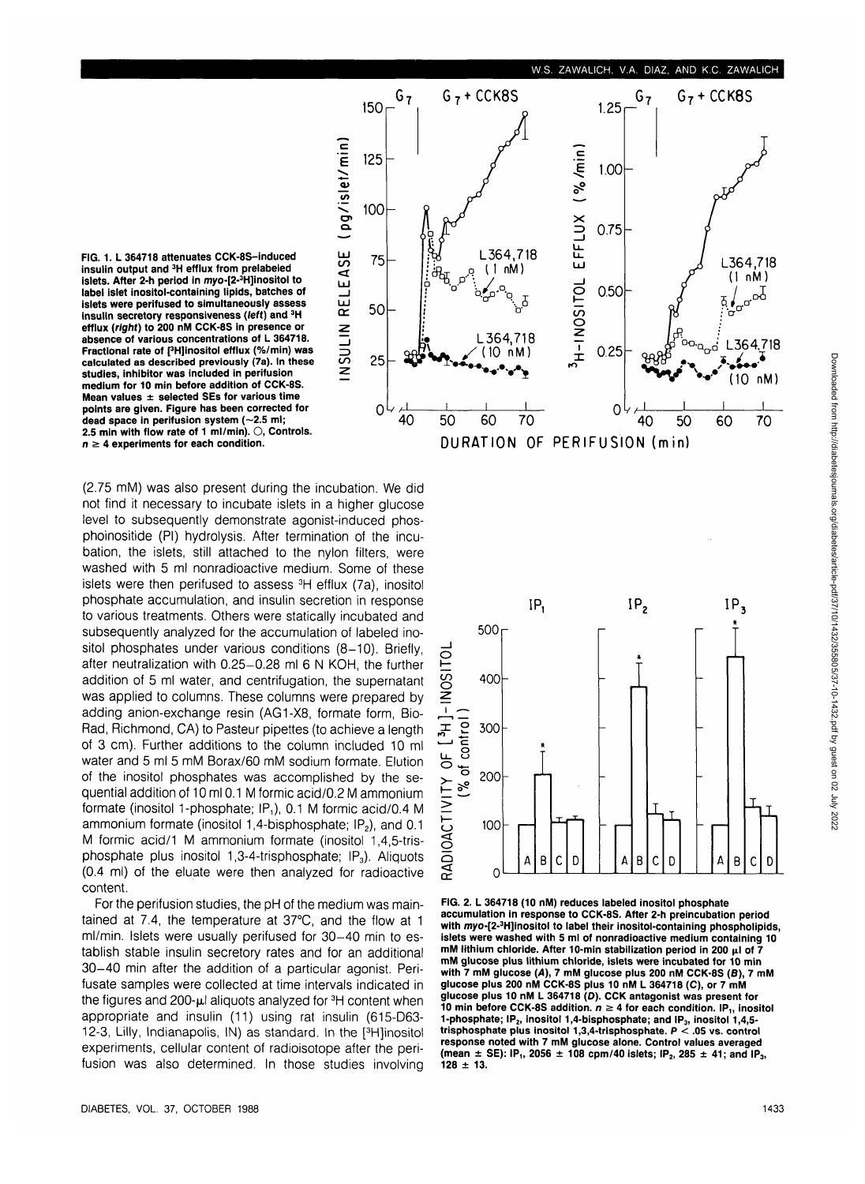**FIG. 1. L 364718 attenuates CCK-8S–induced insulin output and $^{3}H$ efflux from prelabeled islets. After 2-h period in *myo*-[2-$^{3}H$]inositol to label islet inositol-containing lipids, batches of islets were perifused to simultaneously assess insulin secretory responsiveness (*left*) and $^{3}H$ efflux (*right*) to 200 nM CCK-8S in presence or absence of various concentrations of L 364718. Fractional rate of [$^{3}H$]inositol efflux (%/min) was calculated as described previously (7a). In these studies, inhibitor was included in perifusion medium for 10 min before addition of CCK-8S. Mean values ± selected SEs for various time points are given. Figure has been corrected for dead space in perifusion system (~2.5 ml; 2.5 min with flow rate of 1 ml/min). ○, Controls. $n \geq 4$ experiments for each condition.**

(2.75 mM) was also present during the incubation. We did not find it necessary to incubate islets in a higher glucose level to subsequently demonstrate agonist-induced phosphoinositide (PI) hydrolysis. After termination of the incubation, the islets, still attached to the nylon filters, were washed with 5 ml nonradioactive medium. Some of these islets were then perifused to assess $^{3}H$ efflux (7a), inositol phosphate accumulation, and insulin secretion in response to various treatments. Others were statically incubated and subsequently analyzed for the accumulation of labeled inositol phosphates under various conditions (8–10). Briefly, after neutralization with 0.25–0.28 ml 6 N KOH, the further addition of 5 ml water, and centrifugation, the supernatant was applied to columns. These columns were prepared by adding anion-exchange resin (AG1-X8, formate form, Bio-Rad, Richmond, CA) to Pasteur pipettes (to achieve a length of 3 cm). Further additions to the column included 10 ml water and 5 ml 5 mM Borax/60 mM sodium formate. Elution of the inositol phosphates was accomplished by the sequential addition of 10 ml 0.1 M formic acid/0.2 M ammonium formate (inositol 1-phosphate; $IP_1$), 0.1 M formic acid/0.4 M ammonium formate (inositol 1,4-bisphosphate; $IP_2$), and 0.1 M formic acid/1 M ammonium formate (inositol 1,4,5-trisphosphate plus inositol 1,3-4-trisphosphate; $IP_3$). Aliquots (0.4 ml) of the eluate were then analyzed for radioactive content.

For the perifusion studies, the pH of the medium was maintained at 7.4, the temperature at 37°C, and the flow at 1 ml/min. Islets were usually perifused for 30–40 min to establish stable insulin secretory rates and for an additional 30–40 min after the addition of a particular agonist. Perifusate samples were collected at time intervals indicated in the figures and 200-μl aliquots analyzed for $^{3}H$ content when appropriate and insulin (11) using rat insulin (615-D63-12-3, Lilly, Indianapolis, IN) as standard. In the [$^{3}H$]inositol experiments, cellular content of radioisotope after the perifusion was also determined. In those studies involving

**FIG. 2. L 364718 (10 nM) reduces labeled inositol phosphate accumulation in response to CCK-8S. After 2-h preincubation period with *myo*-[2-$^{3}H$]inositol to label their inositol-containing phospholipids, islets were washed with 5 ml of nonradioactive medium containing 10 mM lithium chloride. After 10-min stabilization period in 200 μl of 7 mM glucose plus lithium chloride, islets were incubated for 10 min with 7 mM glucose (*A*), 7 mM glucose plus 200 nM CCK-8S (*B*), 7 mM glucose plus 200 nM CCK-8S plus 10 nM L 364718 (*C*), or 7 mM glucose plus 10 nM L 364718 (*D*). CCK antagonist was present for 10 min before CCK-8S addition. $n \geq 4$ for each condition. $IP_1$, inositol 1-phosphate; $IP_2$, inositol 1,4-bisphosphate; and $IP_3$, inositol 1,4,5-trisphosphate plus inositol 1,3,4-trisphosphate. $P < .05$ vs. control response noted with 7 mM glucose alone. Control values averaged (mean ± SE): $IP_1$, 2056 ± 108 cpm/40 islets; $IP_2$, 285 ± 41; and $IP_3$, 128 ± 13.**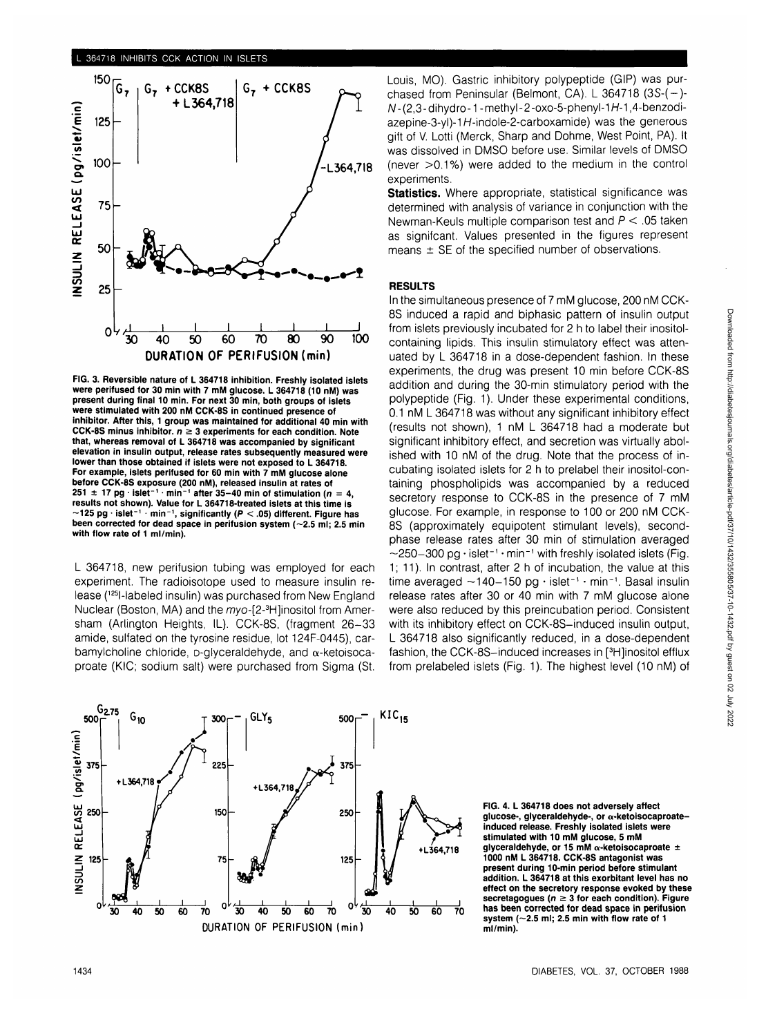FIG. 3. Reversible nature of L 364718 inhibition. Freshly isolated islets were perifused for 30 min with 7 mM glucose. L 364718 (10 nM) was present during final 10 min. For next 30 min, both groups of islets were stimulated with 200 nM CCK-8S in continued presence of inhibitor. After this, 1 group was maintained for additional 40 min with CCK-8S minus inhibitor. $n \geq 3$ experiments for each condition. Note that, whereas removal of L 364718 was accompanied by significant elevation in insulin output, release rates subsequently measured were lower than those obtained if islets were not exposed to L 364718. For example, islets perifused for 60 min with 7 mM glucose alone before CCK-8S exposure (200 nM), released insulin at rates of 251 ± 17 pg · islet$^{-1}$ · min$^{-1}$ after 35–40 min of stimulation ($n$ = 4, results not shown). Value for L 364718-treated islets at this time is ~125 pg · islet$^{-1}$ · min$^{-1}$, significantly ($P < .05$) different. Figure has been corrected for dead space in perifusion system (~2.5 ml; 2.5 min with flow rate of 1 ml/min).

L 364718, new perifusion tubing was employed for each experiment. The radioisotope used to measure insulin release ($^{125}$I-labeled insulin) was purchased from New England Nuclear (Boston, MA) and the *myo*-[2-$^3$H]inositol from Amersham (Arlington Heights, IL). CCK-8S, (fragment 26–33 amide, sulfated on the tyrosine residue, lot 124F-0445), carbamylcholine chloride, D-glyceraldehyde, and α-ketoisocaproate (KIC; sodium salt) were purchased from Sigma (St. Louis, MO). Gastric inhibitory polypeptide (GIP) was purchased from Peninsular (Belmont, CA). L 364718 (3*S*-(−)-*N*-(2,3-dihydro-1-methyl-2-oxo-5-phenyl-1*H*-1,4-benzodiazepine-3-yl)-1*H*-indole-2-carboxamide) was the generous gift of V. Lotti (Merck, Sharp and Dohme, West Point, PA). It was dissolved in DMSO before use. Similar levels of DMSO (never >0.1%) were added to the medium in the control experiments.

**Statistics.** Where appropriate, statistical significance was determined with analysis of variance in conjunction with the Newman-Keuls multiple comparison test and $P < .05$ taken as signifcant. Values presented in the figures represent means ± SE of the specified number of observations.

## RESULTS

In the simultaneous presence of 7 mM glucose, 200 nM CCK-8S induced a rapid and biphasic pattern of insulin output from islets previously incubated for 2 h to label their inositol-containing lipids. This insulin stimulatory effect was attenuated by L 364718 in a dose-dependent fashion. In these experiments, the drug was present 10 min before CCK-8S addition and during the 30-min stimulatory period with the polypeptide (Fig. 1). Under these experimental conditions, 0.1 nM L 364718 was without any significant inhibitory effect (results not shown), 1 nM L 364718 had a moderate but significant inhibitory effect, and secretion was virtually abolished with 10 nM of the drug. Note that the process of incubating isolated islets for 2 h to prelabel their inositol-containing phospholipids was accompanied by a reduced secretory response to CCK-8S in the presence of 7 mM glucose. For example, in response to 100 or 200 nM CCK-8S (approximately equipotent stimulant levels), second-phase release rates after 30 min of stimulation averaged ~250–300 pg · islet$^{-1}$ · min$^{-1}$ with freshly isolated islets (Fig. 1; 11). In contrast, after 2 h of incubation, the value at this time averaged ~140–150 pg · islet$^{-1}$ · min$^{-1}$. Basal insulin release rates after 30 or 40 min with 7 mM glucose alone were also reduced by this preincubation period. Consistent with its inhibitory effect on CCK-8S–induced insulin output, L 364718 also significantly reduced, in a dose-dependent fashion, the CCK-8S–induced increases in [$^3$H]inositol efflux from prelabeled islets (Fig. 1). The highest level (10 nM) of

FIG. 4. L 364718 does not adversely affect glucose-, glyceraldehyde-, or α-ketoisocaproate–induced release. Freshly isolated islets were stimulated with 10 mM glucose, 5 mM glyceraldehyde, or 15 mM α-ketoisocaproate ± 1000 nM L 364718. CCK-8S antagonist was present during 10-min period before stimulant addition. L 364718 at this exorbitant level has no effect on the secretory response evoked by these secretagogues ($n \geq 3$ for each condition). Figure has been corrected for dead space in perifusion system (~2.5 ml; 2.5 min with flow rate of 1 ml/min).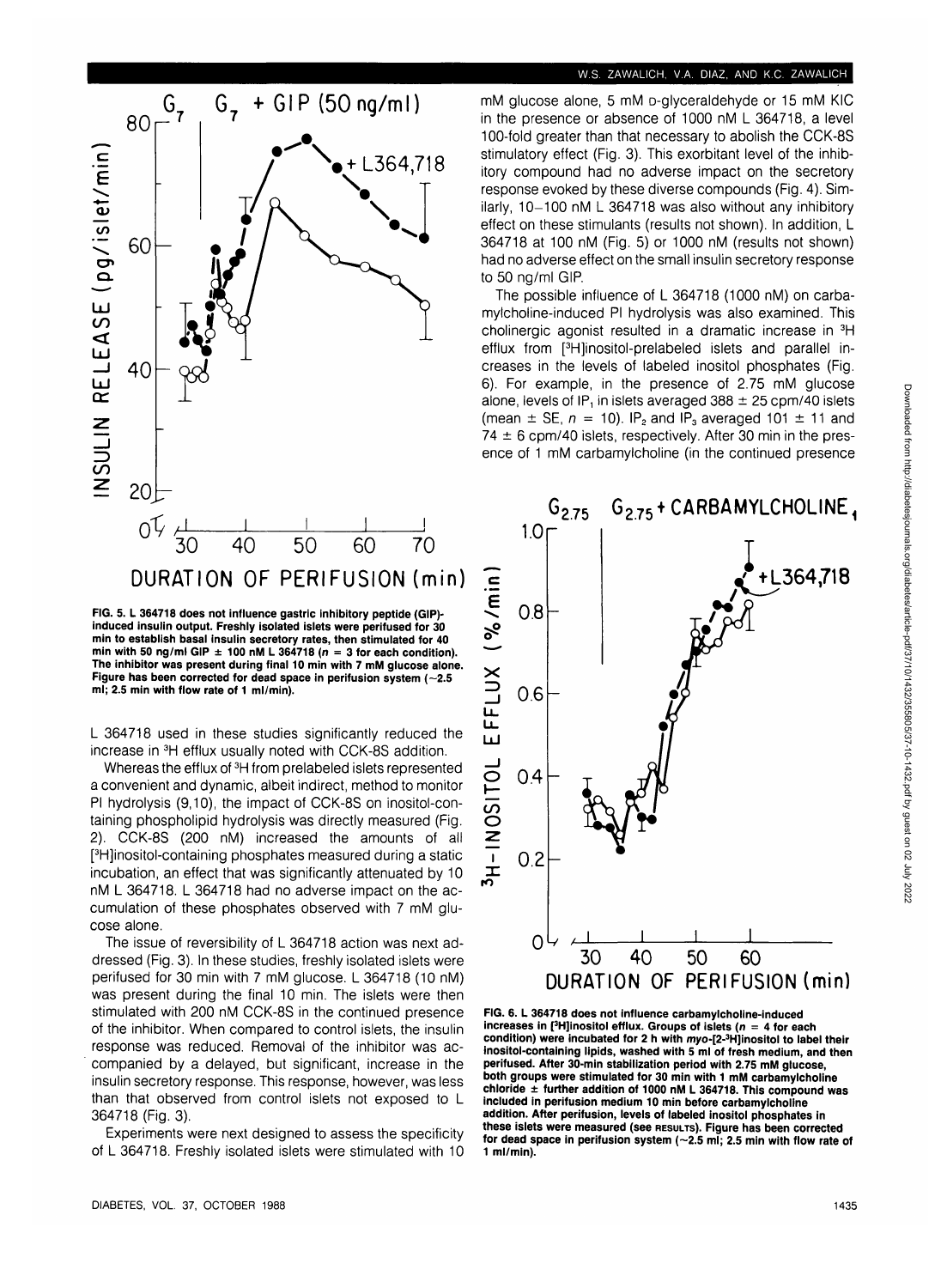FIG. 5. L 364718 does not influence gastric inhibitory peptide (GIP)-induced insulin output. Freshly isolated islets were perifused for 30 min to establish basal insulin secretory rates, then stimulated for 40 min with 50 ng/ml GIP ± 100 nM L 364718 ($n$ = 3 for each condition). The inhibitor was present during final 10 min with 7 mM glucose alone. Figure has been corrected for dead space in perifusion system (~2.5 ml; 2.5 min with flow rate of 1 ml/min).

L 364718 used in these studies significantly reduced the increase in $^3H$ efflux usually noted with CCK-8S addition.

Whereas the efflux of $^3H$ from prelabeled islets represented a convenient and dynamic, albeit indirect, method to monitor PI hydrolysis (9,10), the impact of CCK-8S on inositol-containing phospholipid hydrolysis was directly measured (Fig. 2). CCK-8S (200 nM) increased the amounts of all [$^3H$]inositol-containing phosphates measured during a static incubation, an effect that was significantly attenuated by 10 nM L 364718. L 364718 had no adverse impact on the accumulation of these phosphates observed with 7 mM glucose alone.

The issue of reversibility of L 364718 action was next addressed (Fig. 3). In these studies, freshly isolated islets were perifused for 30 min with 7 mM glucose. L 364718 (10 nM) was present during the final 10 min. The islets were then stimulated with 200 nM CCK-8S in the continued presence of the inhibitor. When compared to control islets, the insulin response was reduced. Removal of the inhibitor was accompanied by a delayed, but significant, increase in the insulin secretory response. This response, however, was less than that observed from control islets not exposed to L 364718 (Fig. 3).

Experiments were next designed to assess the specificity of L 364718. Freshly isolated islets were stimulated with 10 mM glucose alone, 5 mM D-glyceraldehyde or 15 mM KIC in the presence or absence of 1000 nM L 364718, a level 100-fold greater than that necessary to abolish the CCK-8S stimulatory effect (Fig. 3). This exorbitant level of the inhibitory compound had no adverse impact on the secretory response evoked by these diverse compounds (Fig. 4). Similarly, 10–100 nM L 364718 was also without any inhibitory effect on these stimulants (results not shown). In addition, L 364718 at 100 nM (Fig. 5) or 1000 nM (results not shown) had no adverse effect on the small insulin secretory response to 50 ng/ml GIP.

The possible influence of L 364718 (1000 nM) on carbamylcholine-induced PI hydrolysis was also examined. This cholinergic agonist resulted in a dramatic increase in $^3H$ efflux from [$^3H$]inositol-prelabeled islets and parallel increases in the levels of labeled inositol phosphates (Fig. 6). For example, in the presence of 2.75 mM glucose alone, levels of $IP_1$ in islets averaged 388 ± 25 cpm/40 islets (mean ± SE, $n$ = 10). $IP_2$ and $IP_3$ averaged 101 ± 11 and 74 ± 6 cpm/40 islets, respectively. After 30 min in the presence of 1 mM carbamylcholine (in the continued presence

FIG. 6. L 364718 does not influence carbamylcholine-induced increases in [$^3H$]inositol efflux. Groups of islets ($n$ = 4 for each condition) were incubated for 2 h with *myo*-[2-$^3H$]inositol to label their inositol-containing lipids, washed with 5 ml of fresh medium, and then perifused. After 30-min stabilization period with 2.75 mM glucose, both groups were stimulated for 30 min with 1 mM carbamylcholine chloride ± further addition of 1000 nM L 364718. This compound was included in perifusion medium 10 min before carbamylcholine addition. After perifusion, levels of labeled inositol phosphates in these islets were measured (see RESULTS). Figure has been corrected for dead space in perifusion system (~2.5 ml; 2.5 min with flow rate of 1 ml/min).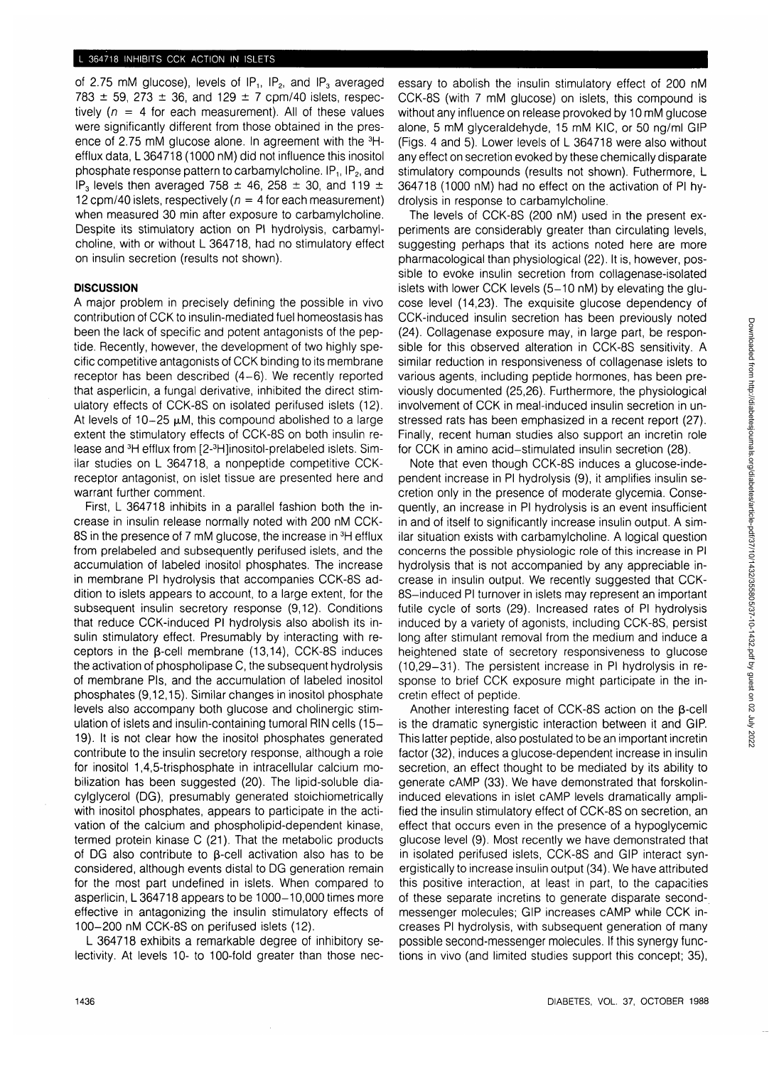of 2.75 mM glucose), levels of $IP_1$, $IP_2$, and $IP_3$ averaged 783 ± 59, 273 ± 36, and 129 ± 7 cpm/40 islets, respectively ($n$ = 4 for each measurement). All of these values were significantly different from those obtained in the presence of 2.75 mM glucose alone. In agreement with the $^3$H-efflux data, L 364718 (1000 nM) did not influence this inositol phosphate response pattern to carbamylcholine. $IP_1$, $IP_2$, and $IP_3$ levels then averaged 758 ± 46, 258 ± 30, and 119 ± 12 cpm/40 islets, respectively ($n$ = 4 for each measurement) when measured 30 min after exposure to carbamylcholine. Despite its stimulatory action on PI hydrolysis, carbamylcholine, with or without L 364718, had no stimulatory effect on insulin secretion (results not shown).

## DISCUSSION

A major problem in precisely defining the possible in vivo contribution of CCK to insulin-mediated fuel homeostasis has been the lack of specific and potent antagonists of the peptide. Recently, however, the development of two highly specific competitive antagonists of CCK binding to its membrane receptor has been described (4–6). We recently reported that asperlicin, a fungal derivative, inhibited the direct stimulatory effects of CCK-8S on isolated perifused islets (12). At levels of 10–25 μM, this compound abolished to a large extent the stimulatory effects of CCK-8S on both insulin release and $^3$H efflux from [2-$^3$H]inositol-prelabeled islets. Similar studies on L 364718, a nonpeptide competitive CCK-receptor antagonist, on islet tissue are presented here and warrant further comment.

First, L 364718 inhibits in a parallel fashion both the increase in insulin release normally noted with 200 nM CCK-8S in the presence of 7 mM glucose, the increase in $^3$H efflux from prelabeled and subsequently perifused islets, and the accumulation of labeled inositol phosphates. The increase in membrane PI hydrolysis that accompanies CCK-8S addition to islets appears to account, to a large extent, for the subsequent insulin secretory response (9,12). Conditions that reduce CCK-induced PI hydrolysis also abolish its insulin stimulatory effect. Presumably by interacting with receptors in the β-cell membrane (13,14), CCK-8S induces the activation of phospholipase C, the subsequent hydrolysis of membrane PIs, and the accumulation of labeled inositol phosphates (9,12,15). Similar changes in inositol phosphate levels also accompany both glucose and cholinergic stimulation of islets and insulin-containing tumoral RIN cells (15–19). It is not clear how the inositol phosphates generated contribute to the insulin secretory response, although a role for inositol 1,4,5-trisphosphate in intracellular calcium mobilization has been suggested (20). The lipid-soluble diacylglycerol (DG), presumably generated stoichiometrically with inositol phosphates, appears to participate in the activation of the calcium and phospholipid-dependent kinase, termed protein kinase C (21). That the metabolic products of DG also contribute to β-cell activation also has to be considered, although events distal to DG generation remain for the most part undefined in islets. When compared to asperlicin, L 364718 appears to be 1000–10,000 times more effective in antagonizing the insulin stimulatory effects of 100–200 nM CCK-8S on perifused islets (12).

L 364718 exhibits a remarkable degree of inhibitory selectivity. At levels 10- to 100-fold greater than those necessary to abolish the insulin stimulatory effect of 200 nM CCK-8S (with 7 mM glucose) on islets, this compound is without any influence on release provoked by 10 mM glucose alone, 5 mM glyceraldehyde, 15 mM KIC, or 50 ng/ml GIP (Figs. 4 and 5). Lower levels of L 364718 were also without any effect on secretion evoked by these chemically disparate stimulatory compounds (results not shown). Futhermore, L 364718 (1000 nM) had no effect on the activation of PI hydrolysis in response to carbamylcholine.

The levels of CCK-8S (200 nM) used in the present experiments are considerably greater than circulating levels, suggesting perhaps that its actions noted here are more pharmacological than physiological (22). It is, however, possible to evoke insulin secretion from collagenase-isolated islets with lower CCK levels (5–10 nM) by elevating the glucose level (14,23). The exquisite glucose dependency of CCK-induced insulin secretion has been previously noted (24). Collagenase exposure may, in large part, be responsible for this observed alteration in CCK-8S sensitivity. A similar reduction in responsiveness of collagenase islets to various agents, including peptide hormones, has been previously documented (25,26). Furthermore, the physiological involvement of CCK in meal-induced insulin secretion in unstressed rats has been emphasized in a recent report (27). Finally, recent human studies also support an incretin role for CCK in amino acid–stimulated insulin secretion (28).

Note that even though CCK-8S induces a glucose-independent increase in PI hydrolysis (9), it amplifies insulin secretion only in the presence of moderate glycemia. Consequently, an increase in PI hydrolysis is an event insufficient in and of itself to significantly increase insulin output. A similar situation exists with carbamylcholine. A logical question concerns the possible physiologic role of this increase in PI hydrolysis that is not accompanied by any appreciable increase in insulin output. We recently suggested that CCK-8S–induced PI turnover in islets may represent an important futile cycle of sorts (29). Increased rates of PI hydrolysis induced by a variety of agonists, including CCK-8S, persist long after stimulant removal from the medium and induce a heightened state of secretory responsiveness to glucose (10,29–31). The persistent increase in PI hydrolysis in response to brief CCK exposure might participate in the incretin effect of peptide.

Another interesting facet of CCK-8S action on the β-cell is the dramatic synergistic interaction between it and GIP. This latter peptide, also postulated to be an important incretin factor (32), induces a glucose-dependent increase in insulin secretion, an effect thought to be mediated by its ability to generate cAMP (33). We have demonstrated that forskolin-induced elevations in islet cAMP levels dramatically amplified the insulin stimulatory effect of CCK-8S on secretion, an effect that occurs even in the presence of a hypoglycemic glucose level (9). Most recently we have demonstrated that in isolated perifused islets, CCK-8S and GIP interact synergistically to increase insulin output (34). We have attributed this positive interaction, at least in part, to the capacities of these separate incretins to generate disparate second-messenger molecules; GIP increases cAMP while CCK increases PI hydrolysis, with subsequent generation of many possible second-messenger molecules. If this synergy functions in vivo (and limited studies support this concept; 35),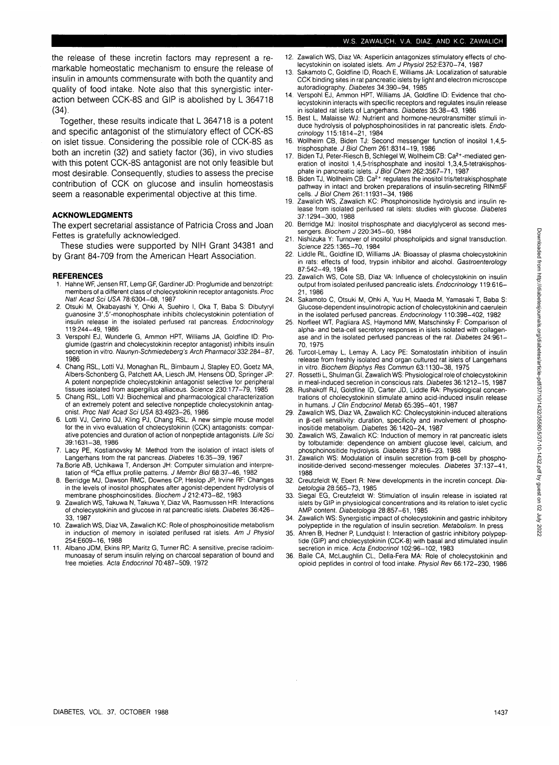the release of these incretin factors may represent a remarkable homeostatic mechanism to ensure the release of insulin in amounts commensurate with both the quantity and quality of food intake. Note also that this synergistic interaction between CCK-8S and GIP is abolished by L 364718 (34).

Together, these results indicate that L 364718 is a potent and specific antagonist of the stimulatory effect of CCK-8S on islet tissue. Considering the possible role of CCK-8S as both an incretin (32) and satiety factor (36), in vivo studies with this potent CCK-8S antagonist are not only feasible but most desirable. Consequently, studies to assess the precise contribution of CCK on glucose and insulin homeostasis seem a reasonable experimental objective at this time.

## ACKNOWLEDGMENTS

The expert secretarial assistance of Patricia Cross and Joan Fettes is gratefully acknowledged.

These studies were supported by NIH Grant 34381 and by Grant 84-709 from the American Heart Association.

## REFERENCES

1. Hahne WF, Jensen RT, Lemp GF, Gardiner JD: Proglumide and benzotript: members of a different class of cholecystokinin receptor antagonists. *Proc Natl Acad Sci USA* 78:6304–08, 1987
2. Otsuki M, Okabayashi Y, Ohki A, Suehiro I, Oka T, Baba S: Dibutyryl guanosine 3',5'-monophosphate inhibits cholecystokinin potentiation of insulin release in the isolated perfused rat pancreas. *Endocrinology* 119:244–49, 1986
3. Verspohl EJ, Wunderle G, Ammon HPT, Williams JA, Goldfine ID: Proglumide (gastrin and cholecystokinin receptor antagonist) inhibits insulin secretion in vitro. *Naunyn-Schmiedeberg's Arch Pharmacol* 332:284–87, 1986
4. Chang RSL, Lotti VJ, Monaghan RL, Birnbaum J, Stapley EO, Goetz MA, Albers-Schonberg G, Patchett AA, Liesch JM, Hensens OD, Springer JP: A potent nonpeptide cholecystokinin antagonist selective for peripheral tissues isolated from aspergillus alliaceus. *Science* 230:177–79, 1985
5. Chang RSL, Lotti VJ: Biochemical and pharmacological characterization of an extremely potent and selective nonpeptide cholecystokinin antagonist. *Proc Natl Acad Sci USA* 83:4923–26, 1986
6. Lotti VJ, Cerino DJ, Kling PJ, Chang RSL: A new simple mouse model for the in vivo evaluation of cholecystokinin (CCK) antagonists: comparative potencies and duration of action of nonpeptide antagonists. *Life Sci* 39:1631–38, 1986
7. Lacy PE, Kostianovsky M: Method from the isolation of intact islets of Langerhans from the rat pancreas. *Diabetes* 16:35–39, 1967

7a. Borle AB, Uchikawa T, Anderson JH: Computer simulation and interpretation of $^{45}$Ca efflux profile patterns. *J Membr Biol* 68:37–46, 1982

8. Berridge MJ, Dawson RMC, Downes CP, Heslop JP, Irvine RF: Changes in the levels of inositol phosphates after agonist-dependent hydrolysis of membrane phosphoinositides. *Biochem J* 212:473–82, 1983
9. Zawalich WS, Takuwa N, Takuwa Y, Diaz VA, Rasmussen HR: Interactions of cholecystokinin and glucose in rat pancreatic islets. *Diabetes* 36:426–33, 1987
10. Zawalich WS, Diaz VA, Zawalich KC: Role of phosphoinositide metabolism in induction of memory in isolated perifused rat islets. *Am J Physiol* 254:E609–16, 1988
11. Albano JDM, Ekins RP, Maritz G, Turner RC: A sensitive, precise radioimmunoasay of serum insulin relying on charcoal separation of bound and free moieties. *Acta Endocrinol* 70:487–509, 1972
12. Zawalich WS, Diaz VA: Asperlicin antagonizes stimulatory effects of cholecystokinin on isolated islets. *Am J Physiol* 252:E370–74, 1987
13. Sakamoto C, Goldfine ID, Roach E, Williams JA: Localization of saturable CCK binding sites in rat pancreatic islets by light and electron microscope autoradiography. *Diabetes* 34:390–94, 1985
14. Verspohl EJ, Ammon HPT, Williams JA, Goldfine ID: Evidence that cholecystokinin interacts with specific receptors and regulates insulin release in isolated rat islets of Langerhans. *Diabetes* 35:38–43, 1986
15. Best L, Malaisse WJ: Nutrient and hormone-neurotransmitter stimuli induce hydrolysis of polyphosphoinositides in rat pancreatic islets. *Endocrinology* 115:1814–21, 1984
16. Wollheim CB, Biden TJ: Second messenger function of inositol 1,4,5-trisphosphate. *J Biol Chem* 261:8314–19, 1986
17. Biden TJ, Peter-Riesch B, Schlegel W, Wollheim CB: $Ca^{2+}$-mediated generation of inositol 1,4,5-trisphosphate and inositol 1,3,4,5-tetrakisphosphate in pancreatic islets. *J Biol Chem* 262:3567–71, 1987
18. Biden TJ, Wollheim CB: $Ca^{2+}$ regulates the inositol tris/tetrakisphosphate pathway in intact and broken preparations of insulin-secreting RINm5F cells. *J Biol Chem* 261:11931–34, 1986
19. Zawalich WS, Zawalich KC: Phosphoinositide hydrolysis and insulin release from isolated perifused rat islets: studies with glucose. *Diabetes* 37:1294–300, 1988
20. Berridge MJ: Inositol trisphosphate and diacylglycerol as second messengers. *Biochem J* 220:345–60, 1984
21. Nishizuka Y: Turnover of inositol phospholipids and signal transduction. *Science* 225:1365–70, 1984
22. Liddle RL, Goldfine ID, Williams JA: Bioassay of plasma cholecystokinin in rats: effects of food, trypsin inhibitor and alcohol. *Gastroenterology* 87:542–49, 1984
23. Zawalich WS, Cote SB, Diaz VA: Influence of cholecystokinin on insulin output from isolated perifused pancreatic islets. *Endocrinology* 119:616–21, 1986
24. Sakamoto C, Otsuki M, Ohki A, Yuu H, Maeda M, Yamasaki T, Baba S: Glucose-dependent insulinotropic action of cholecystokinin and caerulein in the isolated perfused pancreas. *Endocrinology* 110:398–402, 1982
25. Norfleet WT, Pagliara AS, Haymond MW, Matschinsky F: Comparison of alpha- and beta-cell secretory responses in islets isolated with collagenase and in the isolated perfused pancreas of the rat. *Diabetes* 24:961–70, 1975
26. Turcot-Lemay L, Lemay A, Lacy PE: Somatostatin inhibition of insulin release from freshly isolated and organ cultured rat islets of Langerhans in vitro. *Biochem Biophys Res Commun* 63:1130–38, 1975
27. Rossetti L, Shulman GI, Zawalich WS: Physiological role of cholecystokinin in meal-induced secretion in conscious rats. *Diabetes* 36:1212–15, 1987
28. Rushakoff RJ, Goldfine ID, Carter JD, Liddle RA: Physiological concentrations of cholecystokinin stimulate amino acid-induced insulin release in humans. *J Clin Endocrinol Metab* 65:395–401, 1987
29. Zawalich WS, Diaz VA, Zawalich KC: Cholecystokinin-induced alterations in β-cell sensitivity: duration, specificity and involvement of phosphoinositide metabolism. *Diabetes* 36:1420–24, 1987
30. Zawalich WS, Zawalich KC: Induction of memory in rat pancreatic islets by tolbutamide: dependence on ambient glucose level, calcium, and phosphoinositide hydrolysis. *Diabetes* 37:816–23, 1988
31. Zawalich WS: Modulation of insulin secretion from β-cell by phosphoinositide-derived second-messenger molecules. *Diabetes* 37:137–41, 1988
32. Creutzfeldt W, Ebert R: New developments in the incretin concept. *Diabetologia* 28:565–73, 1985
33. Siegal EG, Creutzfeldt W: Stimulation of insulin release in isolated rat islets by GIP in physiological concentrations and its relation to islet cyclic AMP content. *Diabetologia* 28:857–61, 1985
34. Zawalich WS: Synergistic impact of cholecystokinin and gastric inhibitory polypeptide in the regulation of insulin secretion. *Metabolism*. In press
35. Ahren B, Hedner P, Lundquist I: Interaction of gastric inhibitory polypeptide (GIP) and cholecystokinin (CCK-8) with basal and stimulated insulin secretion in mice. *Acta Endocrinol* 102:96–102, 1983
36. Baile CA, McLaughlin CL, Della-Fera MA: Role of cholecystokinin and opioid peptides in control of food intake. *Physiol Rev* 66:172–230, 1986